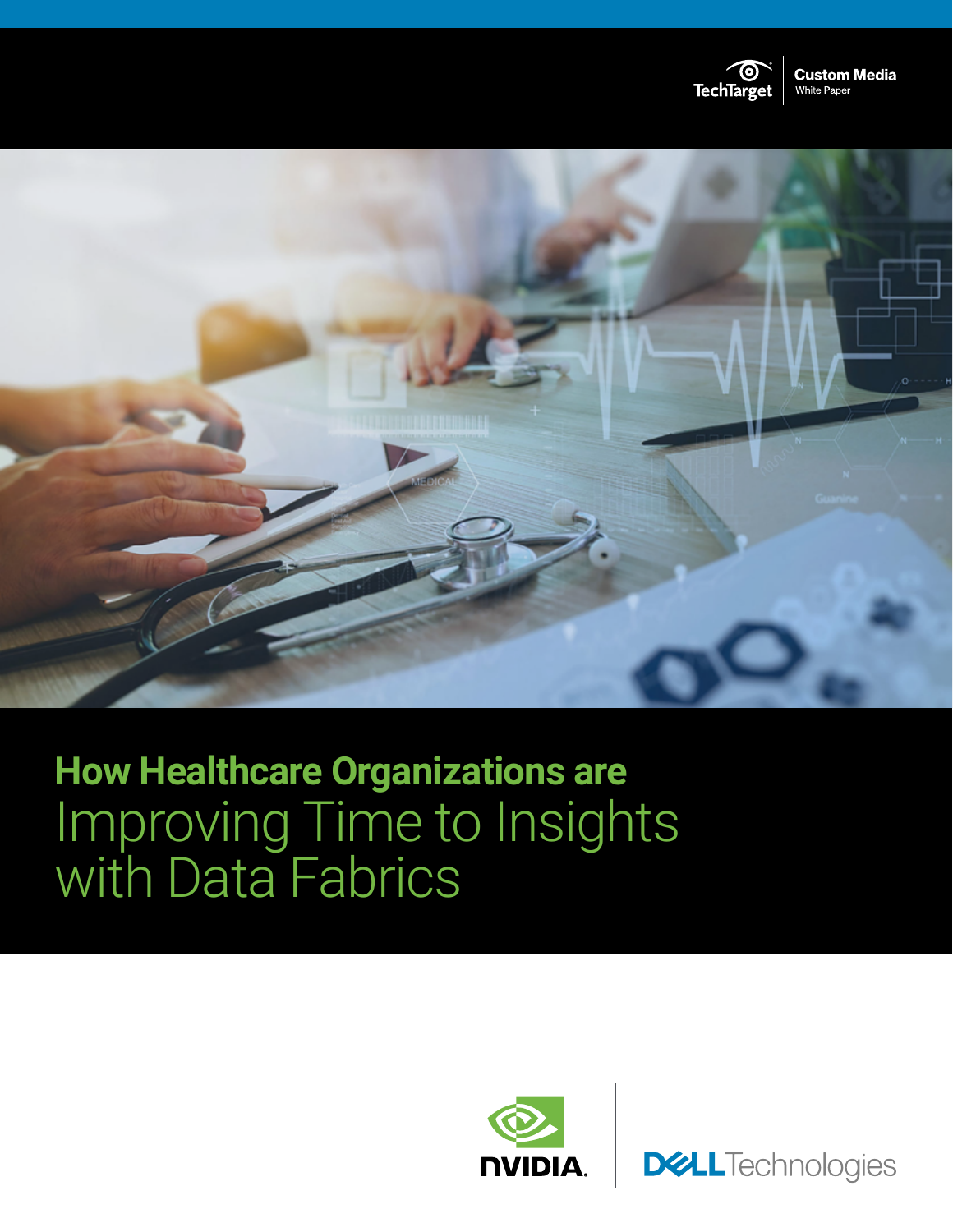TechTarget | Custom Media White Paper

# How Healthcare Organizations are Improving Time to Insights with Data Fabrics

NVIDIA | Dell Technologies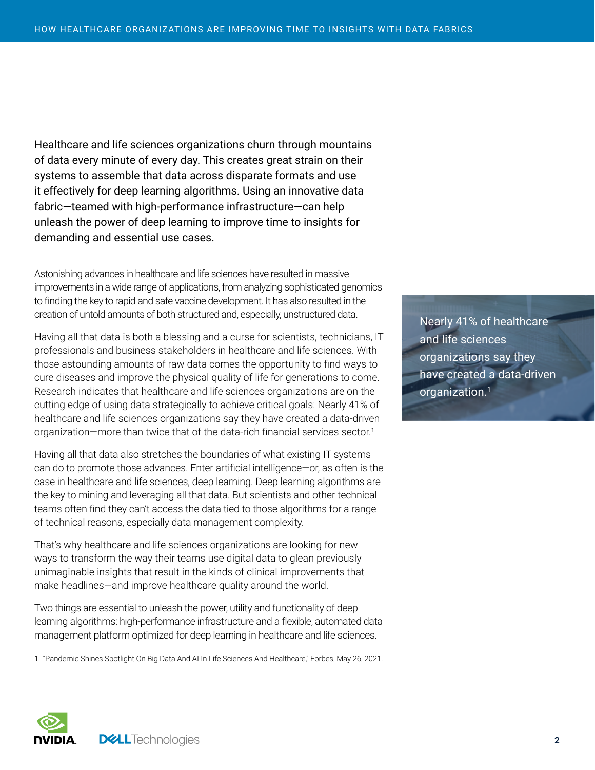Healthcare and life sciences organizations churn through mountains of data every minute of every day. This creates great strain on their systems to assemble that data across disparate formats and use it effectively for deep learning algorithms. Using an innovative data fabric—teamed with high-performance infrastructure—can help unleash the power of deep learning to improve time to insights for demanding and essential use cases.

---

Astonishing advances in healthcare and life sciences have resulted in massive improvements in a wide range of applications, from analyzing sophisticated genomics to finding the key to rapid and safe vaccine development. It has also resulted in the creation of untold amounts of both structured and, especially, unstructured data.

Having all that data is both a blessing and a curse for scientists, technicians, IT professionals and business stakeholders in healthcare and life sciences. With those astounding amounts of raw data comes the opportunity to find ways to cure diseases and improve the physical quality of life for generations to come. Research indicates that healthcare and life sciences organizations are on the cutting edge of using data strategically to achieve critical goals: Nearly 41% of healthcare and life sciences organizations say they have created a data-driven organization—more than twice that of the data-rich financial services sector.[1]

> Nearly 41% of healthcare and life sciences organizations say they have created a data-driven organization.[1]

Having all that data also stretches the boundaries of what existing IT systems can do to promote those advances. Enter artificial intelligence—or, as often is the case in healthcare and life sciences, deep learning. Deep learning algorithms are the key to mining and leveraging all that data. But scientists and other technical teams often find they can't access the data tied to those algorithms for a range of technical reasons, especially data management complexity.

That's why healthcare and life sciences organizations are looking for new ways to transform the way their teams use digital data to glean previously unimaginable insights that result in the kinds of clinical improvements that make headlines—and improve healthcare quality around the world.

Two things are essential to unleash the power, utility and functionality of deep learning algorithms: high-performance infrastructure and a flexible, automated data management platform optimized for deep learning in healthcare and life sciences.

1 "Pandemic Shines Spotlight On Big Data And AI In Life Sciences And Healthcare," Forbes, May 26, 2021.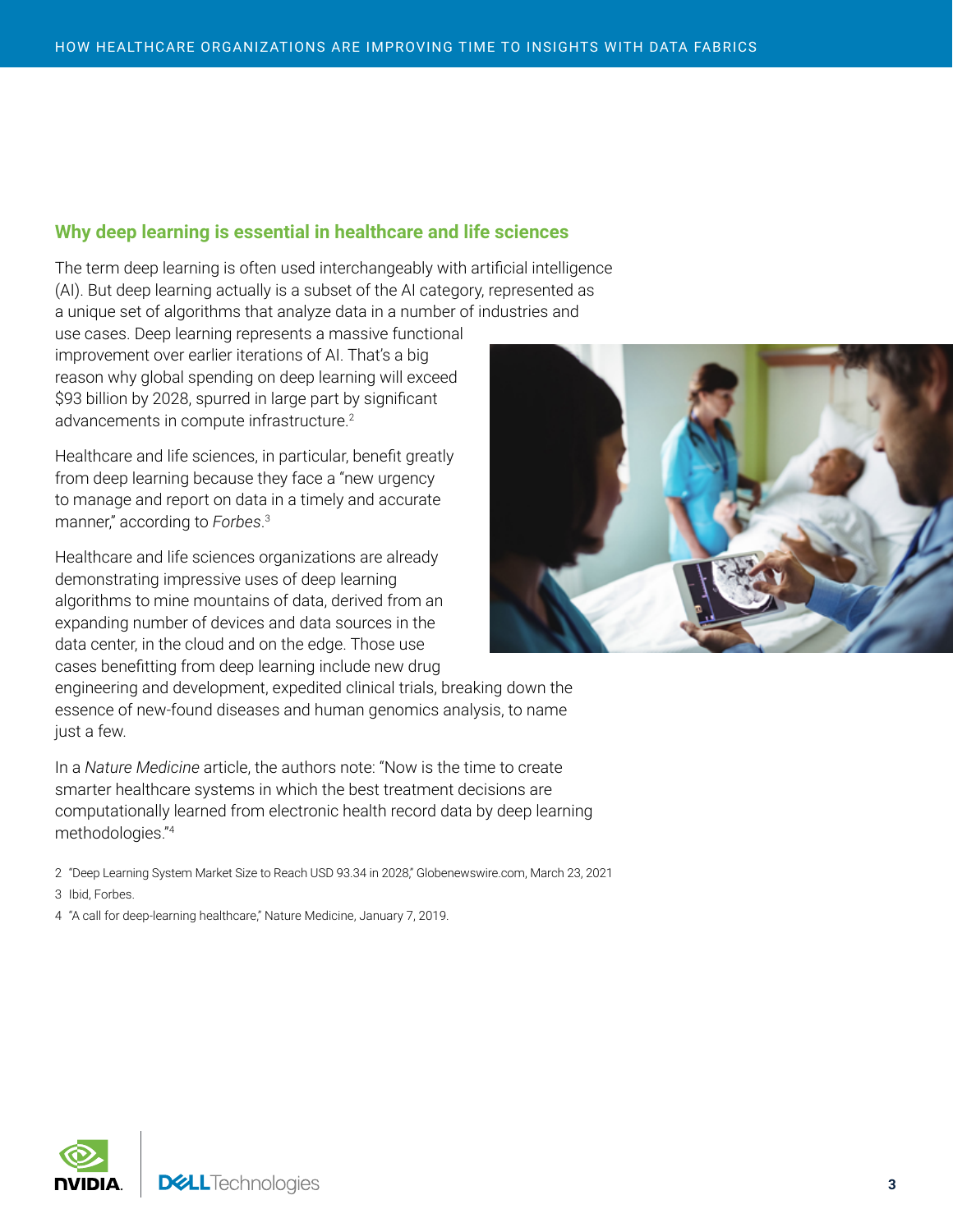## Why deep learning is essential in healthcare and life sciences

The term deep learning is often used interchangeably with artificial intelligence (AI). But deep learning actually is a subset of the AI category, represented as a unique set of algorithms that analyze data in a number of industries and use cases. Deep learning represents a massive functional improvement over earlier iterations of AI. That's a big reason why global spending on deep learning will exceed $93 billion by 2028, spurred in large part by significant advancements in compute infrastructure.[2]

Healthcare and life sciences, in particular, benefit greatly from deep learning because they face a "new urgency to manage and report on data in a timely and accurate manner," according to *Forbes*.[3]

Healthcare and life sciences organizations are already demonstrating impressive uses of deep learning algorithms to mine mountains of data, derived from an expanding number of devices and data sources in the data center, in the cloud and on the edge. Those use cases benefitting from deep learning include new drug engineering and development, expedited clinical trials, breaking down the essence of new-found diseases and human genomics analysis, to name just a few.

In a *Nature Medicine* article, the authors note: "Now is the time to create smarter healthcare systems in which the best treatment decisions are computationally learned from electronic health record data by deep learning methodologies."[4]

2 "Deep Learning System Market Size to Reach USD 93.34 in 2028," Globenewswire.com, March 23, 2021

3 Ibid, Forbes.

4 "A call for deep-learning healthcare," Nature Medicine, January 7, 2019.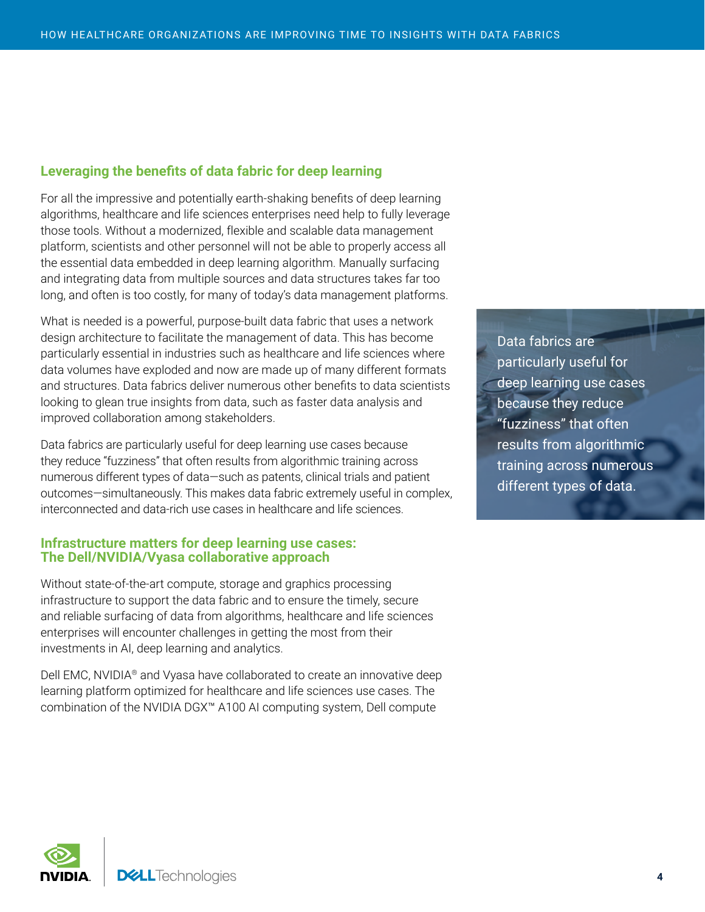## Leveraging the benefits of data fabric for deep learning

For all the impressive and potentially earth-shaking benefits of deep learning algorithms, healthcare and life sciences enterprises need help to fully leverage those tools. Without a modernized, flexible and scalable data management platform, scientists and other personnel will not be able to properly access all the essential data embedded in deep learning algorithm. Manually surfacing and integrating data from multiple sources and data structures takes far too long, and often is too costly, for many of today's data management platforms.

What is needed is a powerful, purpose-built data fabric that uses a network design architecture to facilitate the management of data. This has become particularly essential in industries such as healthcare and life sciences where data volumes have exploded and now are made up of many different formats and structures. Data fabrics deliver numerous other benefits to data scientists looking to glean true insights from data, such as faster data analysis and improved collaboration among stakeholders.

Data fabrics are particularly useful for deep learning use cases because they reduce "fuzziness" that often results from algorithmic training across numerous different types of data—such as patents, clinical trials and patient outcomes—simultaneously. This makes data fabric extremely useful in complex, interconnected and data-rich use cases in healthcare and life sciences.

> Data fabrics are particularly useful for deep learning use cases because they reduce "fuzziness" that often results from algorithmic training across numerous different types of data.

## Infrastructure matters for deep learning use cases: The Dell/NVIDIA/Vyasa collaborative approach

Without state-of-the-art compute, storage and graphics processing infrastructure to support the data fabric and to ensure the timely, secure and reliable surfacing of data from algorithms, healthcare and life sciences enterprises will encounter challenges in getting the most from their investments in AI, deep learning and analytics.

Dell EMC, NVIDIA® and Vyasa have collaborated to create an innovative deep learning platform optimized for healthcare and life sciences use cases. The combination of the NVIDIA DGX™ A100 AI computing system, Dell compute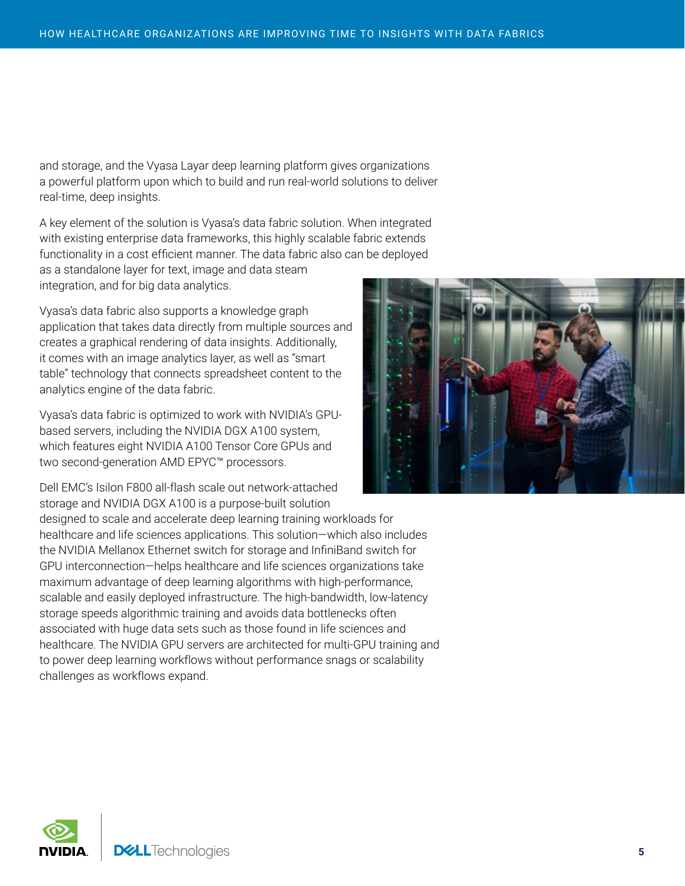and storage, and the Vyasa Layar deep learning platform gives organizations a powerful platform upon which to build and run real-world solutions to deliver real-time, deep insights.

A key element of the solution is Vyasa's data fabric solution. When integrated with existing enterprise data frameworks, this highly scalable fabric extends functionality in a cost efficient manner. The data fabric also can be deployed as a standalone layer for text, image and data steam integration, and for big data analytics.

Vyasa's data fabric also supports a knowledge graph application that takes data directly from multiple sources and creates a graphical rendering of data insights. Additionally, it comes with an image analytics layer, as well as "smart table" technology that connects spreadsheet content to the analytics engine of the data fabric.

Vyasa's data fabric is optimized to work with NVIDIA's GPU-based servers, including the NVIDIA DGX A100 system, which features eight NVIDIA A100 Tensor Core GPUs and two second-generation AMD EPYC™ processors.

Dell EMC's Isilon F800 all-flash scale out network-attached storage and NVIDIA DGX A100 is a purpose-built solution designed to scale and accelerate deep learning training workloads for healthcare and life sciences applications. This solution—which also includes the NVIDIA Mellanox Ethernet switch for storage and InfiniBand switch for GPU interconnection—helps healthcare and life sciences organizations take maximum advantage of deep learning algorithms with high-performance, scalable and easily deployed infrastructure. The high-bandwidth, low-latency storage speeds algorithmic training and avoids data bottlenecks often associated with huge data sets such as those found in life sciences and healthcare. The NVIDIA GPU servers are architected for multi-GPU training and to power deep learning workflows without performance snags or scalability challenges as workflows expand.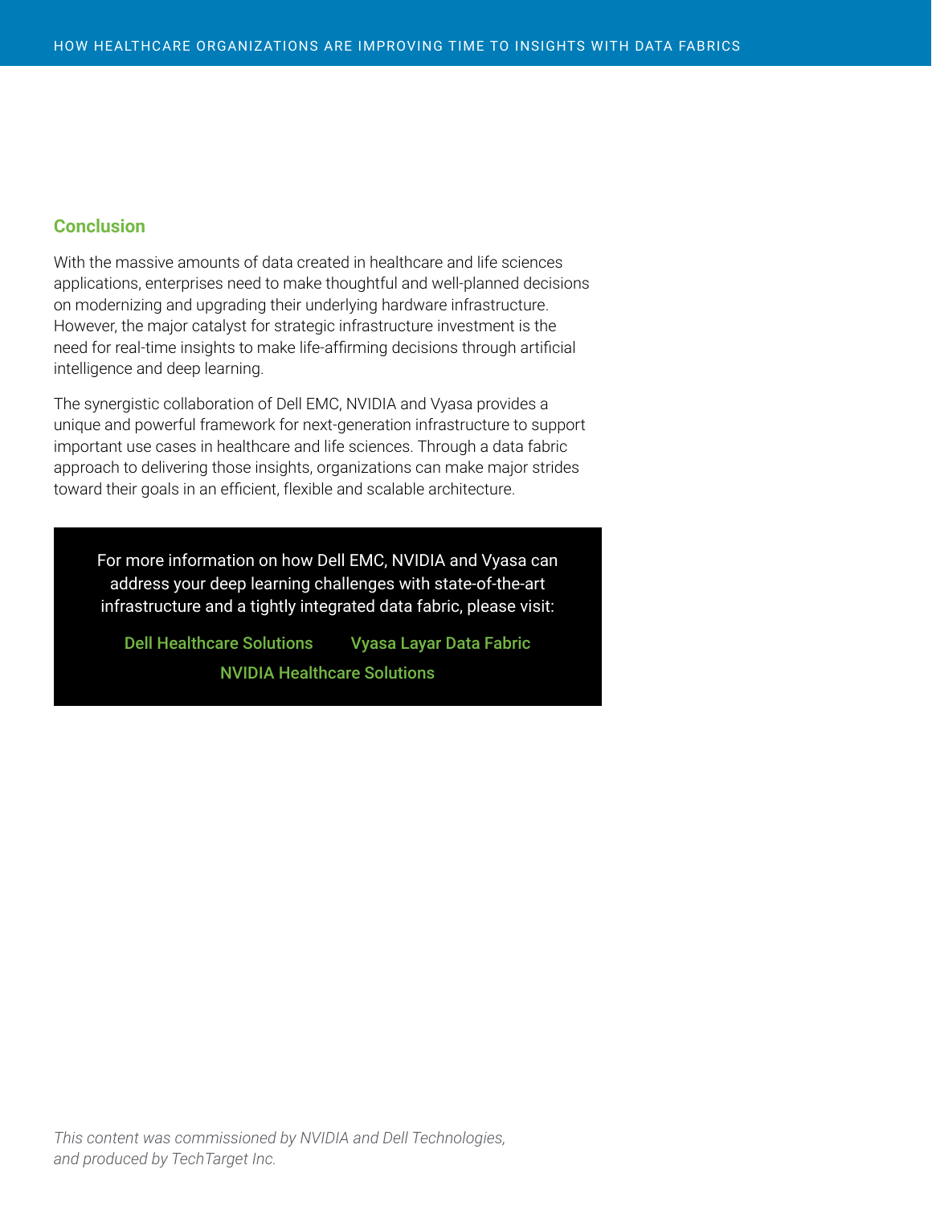## Conclusion

With the massive amounts of data created in healthcare and life sciences applications, enterprises need to make thoughtful and well-planned decisions on modernizing and upgrading their underlying hardware infrastructure. However, the major catalyst for strategic infrastructure investment is the need for real-time insights to make life-affirming decisions through artificial intelligence and deep learning.

The synergistic collaboration of Dell EMC, NVIDIA and Vyasa provides a unique and powerful framework for next-generation infrastructure to support important use cases in healthcare and life sciences. Through a data fabric approach to delivering those insights, organizations can make major strides toward their goals in an efficient, flexible and scalable architecture.

For more information on how Dell EMC, NVIDIA and Vyasa can address your deep learning challenges with state-of-the-art infrastructure and a tightly integrated data fabric, please visit:

**Dell Healthcare Solutions** **Vyasa Layar Data Fabric**

**NVIDIA Healthcare Solutions**

*This content was commissioned by NVIDIA and Dell Technologies, and produced by TechTarget Inc.*